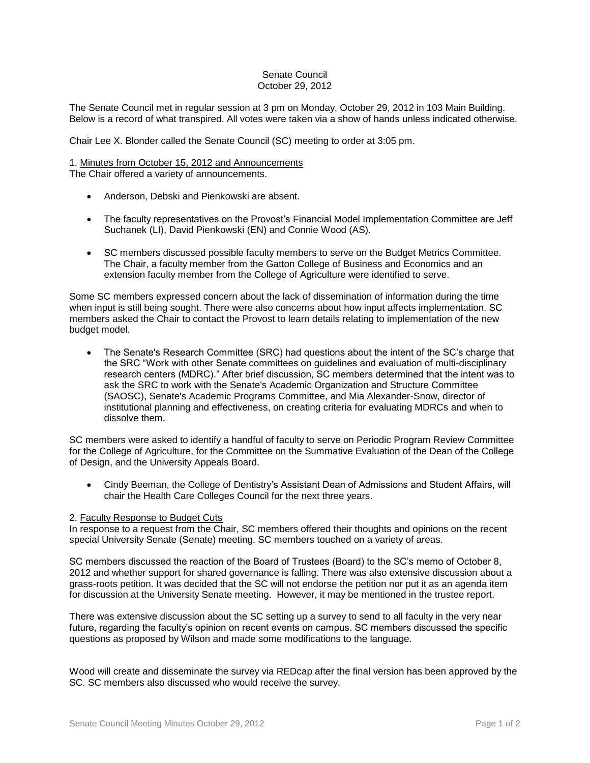# Senate Council
October 29, 2012

The Senate Council met in regular session at 3 pm on Monday, October 29, 2012 in 103 Main Building. Below is a record of what transpired. All votes were taken via a show of hands unless indicated otherwise.

Chair Lee X. Blonder called the Senate Council (SC) meeting to order at 3:05 pm.

1. Minutes from October 15, 2012 and Announcements

The Chair offered a variety of announcements.

- Anderson, Debski and Pienkowski are absent.
- The faculty representatives on the Provost's Financial Model Implementation Committee are Jeff Suchanek (LI), David Pienkowski (EN) and Connie Wood (AS).
- SC members discussed possible faculty members to serve on the Budget Metrics Committee. The Chair, a faculty member from the Gatton College of Business and Economics and an extension faculty member from the College of Agriculture were identified to serve.

Some SC members expressed concern about the lack of dissemination of information during the time when input is still being sought. There were also concerns about how input affects implementation. SC members asked the Chair to contact the Provost to learn details relating to implementation of the new budget model.

- The Senate's Research Committee (SRC) had questions about the intent of the SC's charge that the SRC "Work with other Senate committees on guidelines and evaluation of multi-disciplinary research centers (MDRC)." After brief discussion, SC members determined that the intent was to ask the SRC to work with the Senate's Academic Organization and Structure Committee (SAOSC), Senate's Academic Programs Committee, and Mia Alexander-Snow, director of institutional planning and effectiveness, on creating criteria for evaluating MDRCs and when to dissolve them.

SC members were asked to identify a handful of faculty to serve on Periodic Program Review Committee for the College of Agriculture, for the Committee on the Summative Evaluation of the Dean of the College of Design, and the University Appeals Board.

- Cindy Beeman, the College of Dentistry's Assistant Dean of Admissions and Student Affairs, will chair the Health Care Colleges Council for the next three years.

2. Faculty Response to Budget Cuts

In response to a request from the Chair, SC members offered their thoughts and opinions on the recent special University Senate (Senate) meeting. SC members touched on a variety of areas.

SC members discussed the reaction of the Board of Trustees (Board) to the SC's memo of October 8, 2012 and whether support for shared governance is falling. There was also extensive discussion about a grass-roots petition. It was decided that the SC will not endorse the petition nor put it as an agenda item for discussion at the University Senate meeting. However, it may be mentioned in the trustee report.

There was extensive discussion about the SC setting up a survey to send to all faculty in the very near future, regarding the faculty's opinion on recent events on campus. SC members discussed the specific questions as proposed by Wilson and made some modifications to the language.

Wood will create and disseminate the survey via REDcap after the final version has been approved by the SC. SC members also discussed who would receive the survey.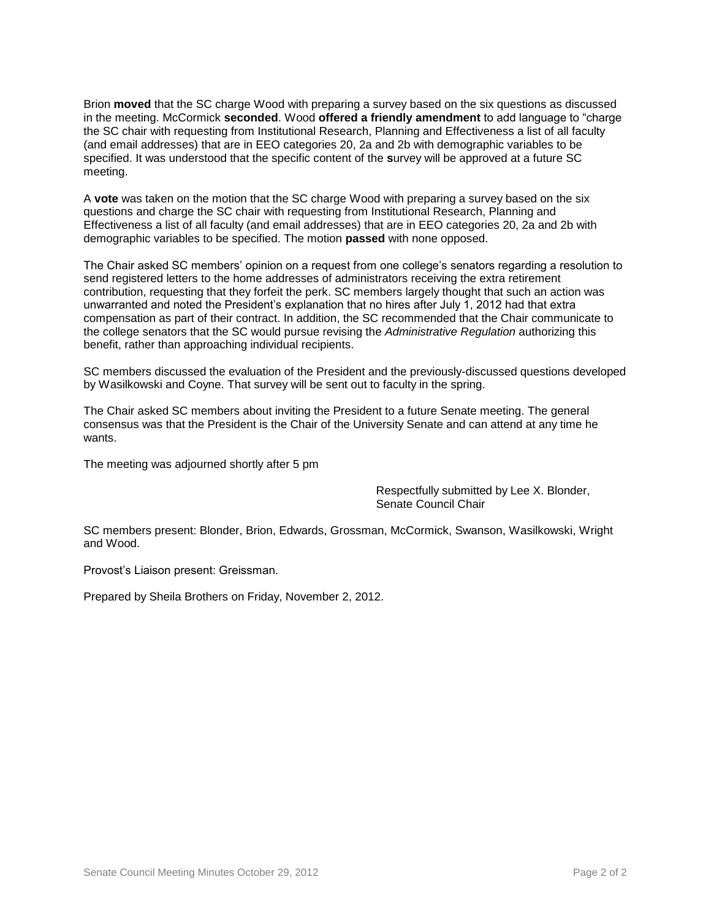Brion **moved** that the SC charge Wood with preparing a survey based on the six questions as discussed in the meeting. McCormick **seconded**. Wood **offered a friendly amendment** to add language to "charge the SC chair with requesting from Institutional Research, Planning and Effectiveness a list of all faculty (and email addresses) that are in EEO categories 20, 2a and 2b with demographic variables to be specified. It was understood that the specific content of the **s**urvey will be approved at a future SC meeting.

A **vote** was taken on the motion that the SC charge Wood with preparing a survey based on the six questions and charge the SC chair with requesting from Institutional Research, Planning and Effectiveness a list of all faculty (and email addresses) that are in EEO categories 20, 2a and 2b with demographic variables to be specified. The motion **passed** with none opposed.

The Chair asked SC members' opinion on a request from one college's senators regarding a resolution to send registered letters to the home addresses of administrators receiving the extra retirement contribution, requesting that they forfeit the perk. SC members largely thought that such an action was unwarranted and noted the President's explanation that no hires after July 1, 2012 had that extra compensation as part of their contract. In addition, the SC recommended that the Chair communicate to the college senators that the SC would pursue revising the *Administrative Regulation* authorizing this benefit, rather than approaching individual recipients.

SC members discussed the evaluation of the President and the previously-discussed questions developed by Wasilkowski and Coyne. That survey will be sent out to faculty in the spring.

The Chair asked SC members about inviting the President to a future Senate meeting. The general consensus was that the President is the Chair of the University Senate and can attend at any time he wants.

The meeting was adjourned shortly after 5 pm

Respectfully submitted by Lee X. Blonder,
Senate Council Chair

SC members present: Blonder, Brion, Edwards, Grossman, McCormick, Swanson, Wasilkowski, Wright and Wood.

Provost's Liaison present: Greissman.

Prepared by Sheila Brothers on Friday, November 2, 2012.